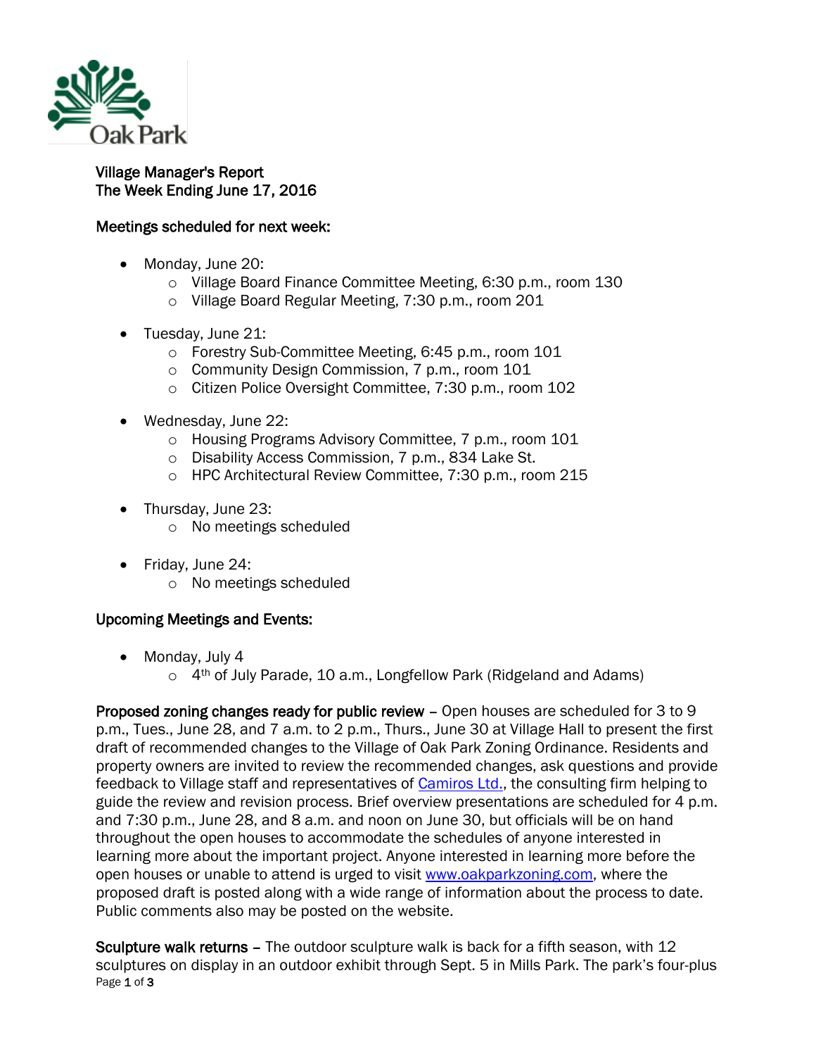Village Manager's Report
The Week Ending June 17, 2016

**Meetings scheduled for next week:**

- Monday, June 20:
  - Village Board Finance Committee Meeting, 6:30 p.m., room 130
  - Village Board Regular Meeting, 7:30 p.m., room 201
- Tuesday, June 21:
  - Forestry Sub-Committee Meeting, 6:45 p.m., room 101
  - Community Design Commission, 7 p.m., room 101
  - Citizen Police Oversight Committee, 7:30 p.m., room 102
- Wednesday, June 22:
  - Housing Programs Advisory Committee, 7 p.m., room 101
  - Disability Access Commission, 7 p.m., 834 Lake St.
  - HPC Architectural Review Committee, 7:30 p.m., room 215
- Thursday, June 23:
  - No meetings scheduled
- Friday, June 24:
  - No meetings scheduled

**Upcoming Meetings and Events:**

- Monday, July 4
  - 4th of July Parade, 10 a.m., Longfellow Park (Ridgeland and Adams)

**Proposed zoning changes ready for public review** – Open houses are scheduled for 3 to 9 p.m., Tues., June 28, and 7 a.m. to 2 p.m., Thurs., June 30 at Village Hall to present the first draft of recommended changes to the Village of Oak Park Zoning Ordinance. Residents and property owners are invited to review the recommended changes, ask questions and provide feedback to Village staff and representatives of Camiros Ltd., the consulting firm helping to guide the review and revision process. Brief overview presentations are scheduled for 4 p.m. and 7:30 p.m., June 28, and 8 a.m. and noon on June 30, but officials will be on hand throughout the open houses to accommodate the schedules of anyone interested in learning more about the important project. Anyone interested in learning more before the open houses or unable to attend is urged to visit www.oakparkzoning.com, where the proposed draft is posted along with a wide range of information about the process to date. Public comments also may be posted on the website.

**Sculpture walk returns** – The outdoor sculpture walk is back for a fifth season, with 12 sculptures on display in an outdoor exhibit through Sept. 5 in Mills Park. The park's four-plus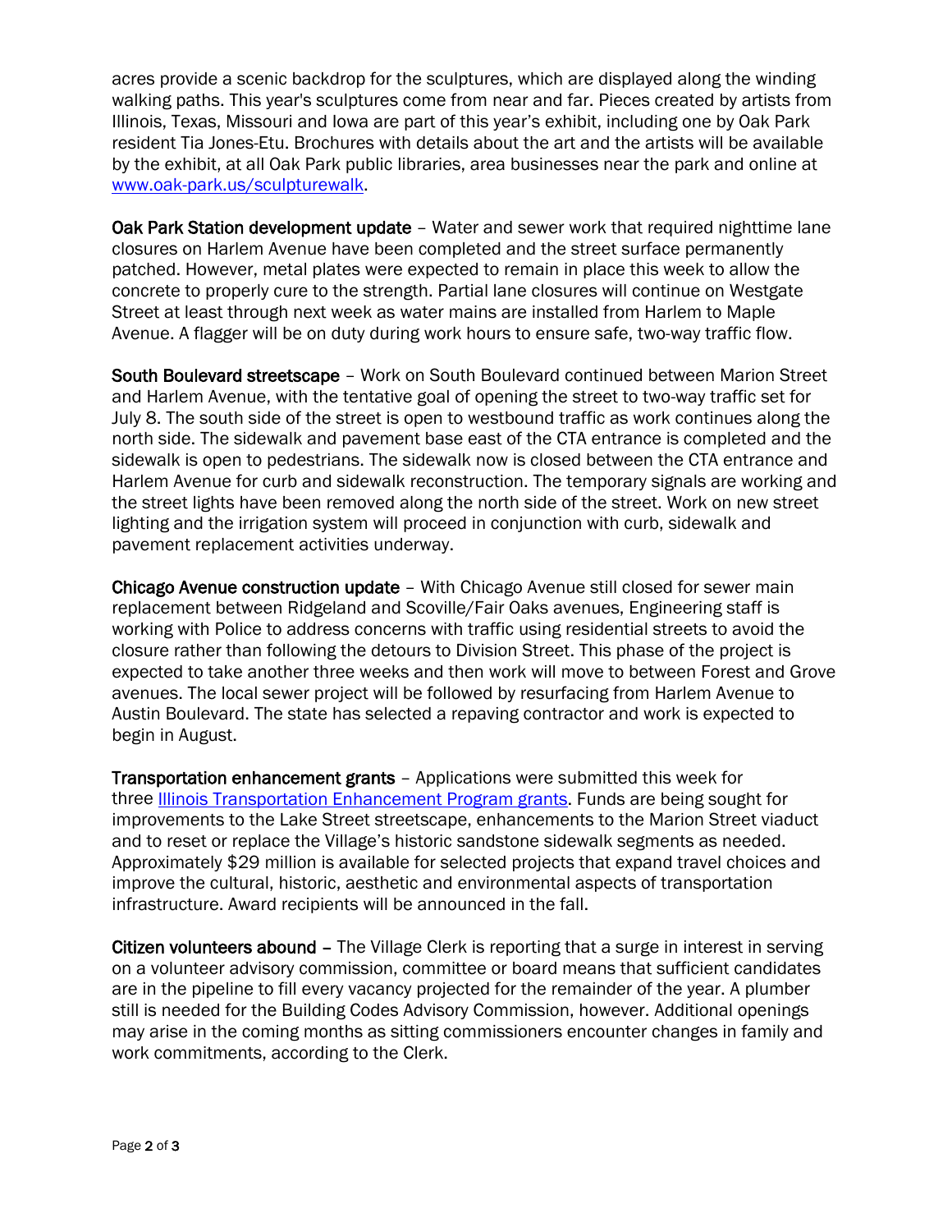acres provide a scenic backdrop for the sculptures, which are displayed along the winding walking paths. This year's sculptures come from near and far. Pieces created by artists from Illinois, Texas, Missouri and Iowa are part of this year's exhibit, including one by Oak Park resident Tia Jones-Etu. Brochures with details about the art and the artists will be available by the exhibit, at all Oak Park public libraries, area businesses near the park and online at [www.oak-park.us/sculpturewalk](www.oak-park.us/sculpturewalk).

**Oak Park Station development update** – Water and sewer work that required nighttime lane closures on Harlem Avenue have been completed and the street surface permanently patched. However, metal plates were expected to remain in place this week to allow the concrete to properly cure to the strength. Partial lane closures will continue on Westgate Street at least through next week as water mains are installed from Harlem to Maple Avenue. A flagger will be on duty during work hours to ensure safe, two-way traffic flow.

**South Boulevard streetscape** – Work on South Boulevard continued between Marion Street and Harlem Avenue, with the tentative goal of opening the street to two-way traffic set for July 8. The south side of the street is open to westbound traffic as work continues along the north side. The sidewalk and pavement base east of the CTA entrance is completed and the sidewalk is open to pedestrians. The sidewalk now is closed between the CTA entrance and Harlem Avenue for curb and sidewalk reconstruction. The temporary signals are working and the street lights have been removed along the north side of the street. Work on new street lighting and the irrigation system will proceed in conjunction with curb, sidewalk and pavement replacement activities underway.

**Chicago Avenue construction update** – With Chicago Avenue still closed for sewer main replacement between Ridgeland and Scoville/Fair Oaks avenues, Engineering staff is working with Police to address concerns with traffic using residential streets to avoid the closure rather than following the detours to Division Street. This phase of the project is expected to take another three weeks and then work will move to between Forest and Grove avenues. The local sewer project will be followed by resurfacing from Harlem Avenue to Austin Boulevard. The state has selected a repaving contractor and work is expected to begin in August.

**Transportation enhancement grants** – Applications were submitted this week for three [Illinois Transportation Enhancement Program grants](). Funds are being sought for improvements to the Lake Street streetscape, enhancements to the Marion Street viaduct and to reset or replace the Village's historic sandstone sidewalk segments as needed. Approximately $29 million is available for selected projects that expand travel choices and improve the cultural, historic, aesthetic and environmental aspects of transportation infrastructure. Award recipients will be announced in the fall.

**Citizen volunteers abound** – The Village Clerk is reporting that a surge in interest in serving on a volunteer advisory commission, committee or board means that sufficient candidates are in the pipeline to fill every vacancy projected for the remainder of the year. A plumber still is needed for the Building Codes Advisory Commission, however. Additional openings may arise in the coming months as sitting commissioners encounter changes in family and work commitments, according to the Clerk.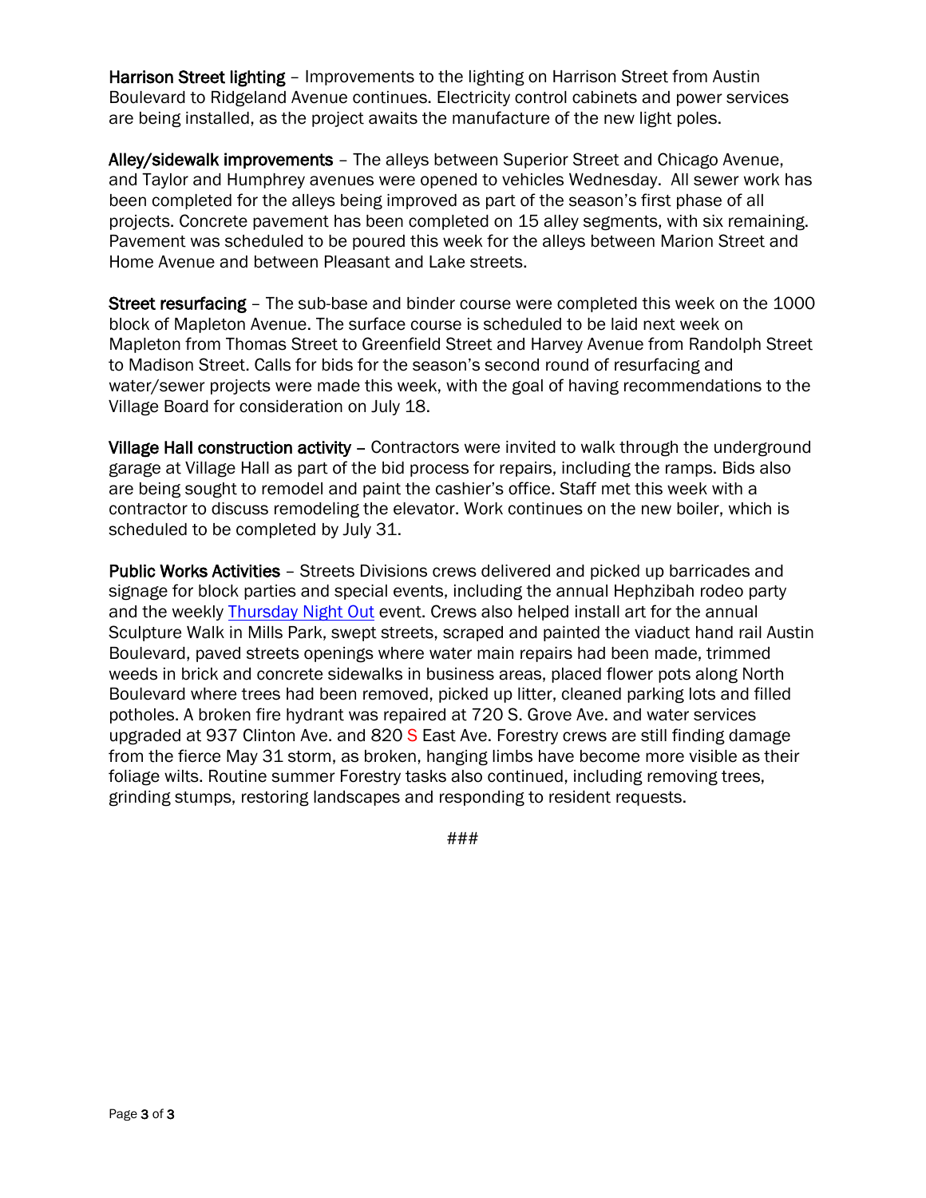**Harrison Street lighting** – Improvements to the lighting on Harrison Street from Austin Boulevard to Ridgeland Avenue continues. Electricity control cabinets and power services are being installed, as the project awaits the manufacture of the new light poles.

**Alley/sidewalk improvements** – The alleys between Superior Street and Chicago Avenue, and Taylor and Humphrey avenues were opened to vehicles Wednesday. All sewer work has been completed for the alleys being improved as part of the season's first phase of all projects. Concrete pavement has been completed on 15 alley segments, with six remaining. Pavement was scheduled to be poured this week for the alleys between Marion Street and Home Avenue and between Pleasant and Lake streets.

**Street resurfacing** – The sub-base and binder course were completed this week on the 1000 block of Mapleton Avenue. The surface course is scheduled to be laid next week on Mapleton from Thomas Street to Greenfield Street and Harvey Avenue from Randolph Street to Madison Street. Calls for bids for the season's second round of resurfacing and water/sewer projects were made this week, with the goal of having recommendations to the Village Board for consideration on July 18.

**Village Hall construction activity** – Contractors were invited to walk through the underground garage at Village Hall as part of the bid process for repairs, including the ramps. Bids also are being sought to remodel and paint the cashier's office. Staff met this week with a contractor to discuss remodeling the elevator. Work continues on the new boiler, which is scheduled to be completed by July 31.

**Public Works Activities** – Streets Divisions crews delivered and picked up barricades and signage for block parties and special events, including the annual Hephzibah rodeo party and the weekly Thursday Night Out event. Crews also helped install art for the annual Sculpture Walk in Mills Park, swept streets, scraped and painted the viaduct hand rail Austin Boulevard, paved streets openings where water main repairs had been made, trimmed weeds in brick and concrete sidewalks in business areas, placed flower pots along North Boulevard where trees had been removed, picked up litter, cleaned parking lots and filled potholes. A broken fire hydrant was repaired at 720 S. Grove Ave. and water services upgraded at 937 Clinton Ave. and 820 S East Ave. Forestry crews are still finding damage from the fierce May 31 storm, as broken, hanging limbs have become more visible as their foliage wilts. Routine summer Forestry tasks also continued, including removing trees, grinding stumps, restoring landscapes and responding to resident requests.

###